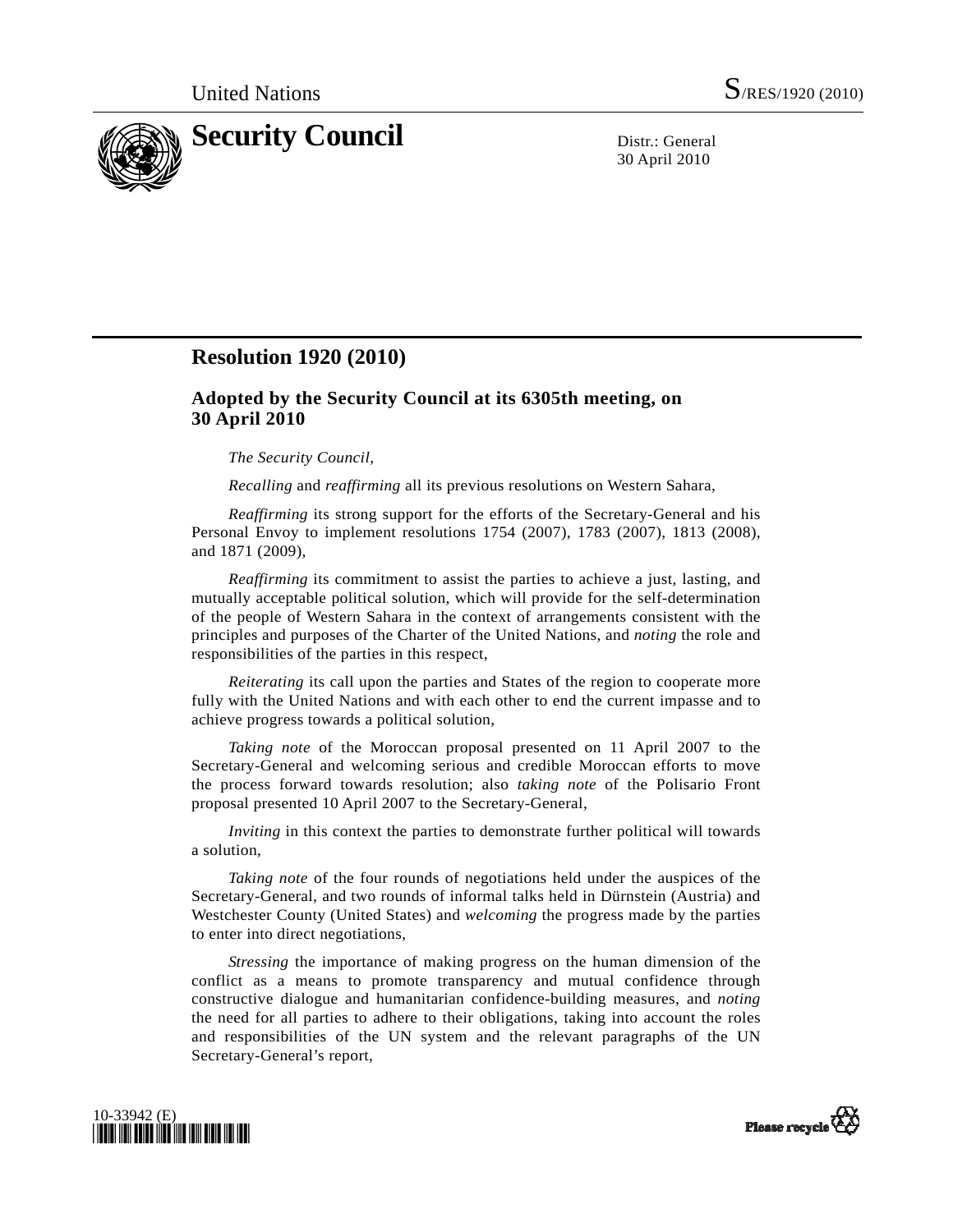United Nations S/RES/1920 (2010)

# Security Council

Distr.: General
30 April 2010

## Resolution 1920 (2010)

### Adopted by the Security Council at its 6305th meeting, on 30 April 2010

*The Security Council*,

*Recalling* and *reaffirming* all its previous resolutions on Western Sahara,

*Reaffirming* its strong support for the efforts of the Secretary-General and his Personal Envoy to implement resolutions 1754 (2007), 1783 (2007), 1813 (2008), and 1871 (2009),

*Reaffirming* its commitment to assist the parties to achieve a just, lasting, and mutually acceptable political solution, which will provide for the self-determination of the people of Western Sahara in the context of arrangements consistent with the principles and purposes of the Charter of the United Nations, and *noting* the role and responsibilities of the parties in this respect,

*Reiterating* its call upon the parties and States of the region to cooperate more fully with the United Nations and with each other to end the current impasse and to achieve progress towards a political solution,

*Taking note* of the Moroccan proposal presented on 11 April 2007 to the Secretary-General and welcoming serious and credible Moroccan efforts to move the process forward towards resolution; also *taking note* of the Polisario Front proposal presented 10 April 2007 to the Secretary-General,

*Inviting* in this context the parties to demonstrate further political will towards a solution,

*Taking note* of the four rounds of negotiations held under the auspices of the Secretary-General, and two rounds of informal talks held in Dürnstein (Austria) and Westchester County (United States) and *welcoming* the progress made by the parties to enter into direct negotiations,

*Stressing* the importance of making progress on the human dimension of the conflict as a means to promote transparency and mutual confidence through constructive dialogue and humanitarian confidence-building measures, and *noting* the need for all parties to adhere to their obligations, taking into account the roles and responsibilities of the UN system and the relevant paragraphs of the UN Secretary-General's report,

10-33942 (E)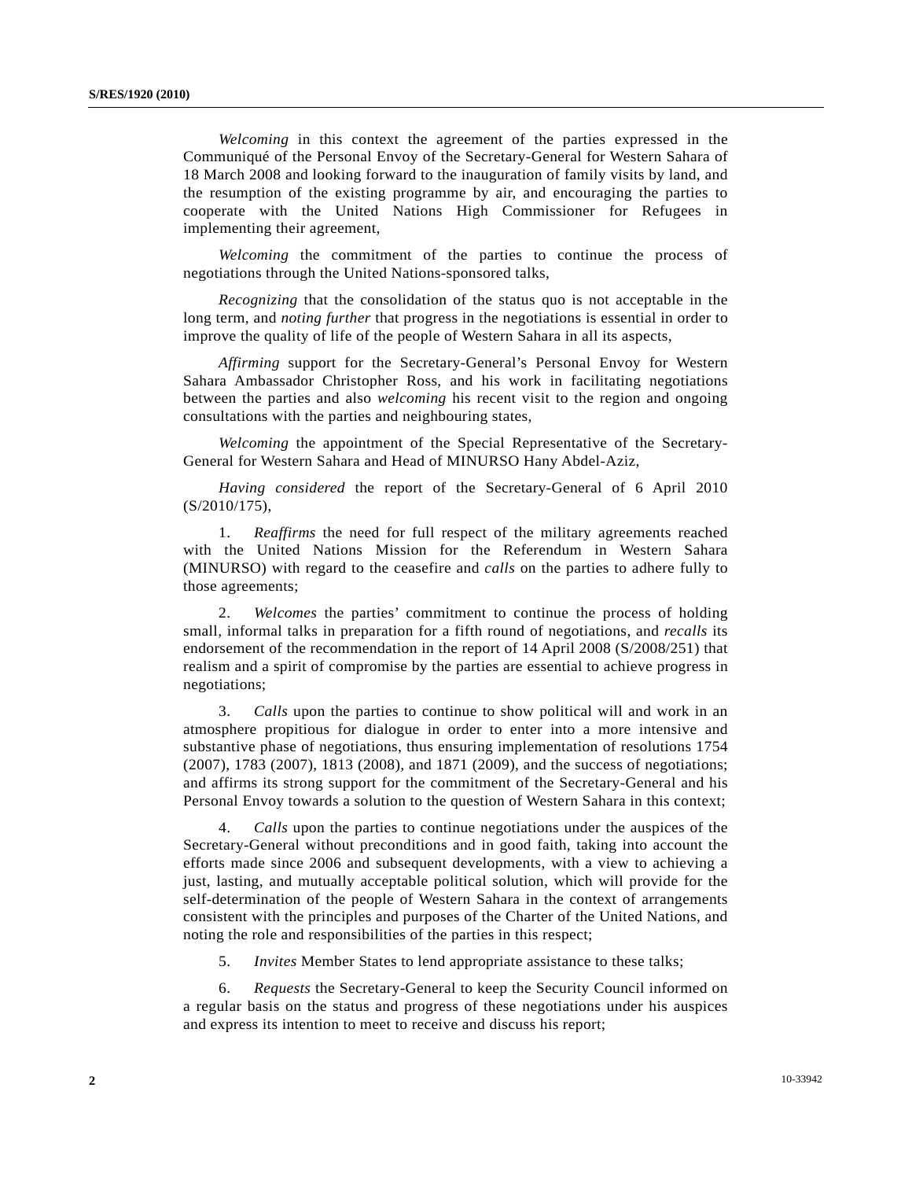*Welcoming* in this context the agreement of the parties expressed in the Communiqué of the Personal Envoy of the Secretary-General for Western Sahara of 18 March 2008 and looking forward to the inauguration of family visits by land, and the resumption of the existing programme by air, and encouraging the parties to cooperate with the United Nations High Commissioner for Refugees in implementing their agreement,

*Welcoming* the commitment of the parties to continue the process of negotiations through the United Nations-sponsored talks,

*Recognizing* that the consolidation of the status quo is not acceptable in the long term, and *noting further* that progress in the negotiations is essential in order to improve the quality of life of the people of Western Sahara in all its aspects,

*Affirming* support for the Secretary-General's Personal Envoy for Western Sahara Ambassador Christopher Ross, and his work in facilitating negotiations between the parties and also *welcoming* his recent visit to the region and ongoing consultations with the parties and neighbouring states,

*Welcoming* the appointment of the Special Representative of the Secretary-General for Western Sahara and Head of MINURSO Hany Abdel-Aziz,

*Having considered* the report of the Secretary-General of 6 April 2010 (S/2010/175),

1. *Reaffirms* the need for full respect of the military agreements reached with the United Nations Mission for the Referendum in Western Sahara (MINURSO) with regard to the ceasefire and *calls* on the parties to adhere fully to those agreements;

2. *Welcomes* the parties' commitment to continue the process of holding small, informal talks in preparation for a fifth round of negotiations, and *recalls* its endorsement of the recommendation in the report of 14 April 2008 (S/2008/251) that realism and a spirit of compromise by the parties are essential to achieve progress in negotiations;

3. *Calls* upon the parties to continue to show political will and work in an atmosphere propitious for dialogue in order to enter into a more intensive and substantive phase of negotiations, thus ensuring implementation of resolutions 1754 (2007), 1783 (2007), 1813 (2008), and 1871 (2009), and the success of negotiations; and affirms its strong support for the commitment of the Secretary-General and his Personal Envoy towards a solution to the question of Western Sahara in this context;

4. *Calls* upon the parties to continue negotiations under the auspices of the Secretary-General without preconditions and in good faith, taking into account the efforts made since 2006 and subsequent developments, with a view to achieving a just, lasting, and mutually acceptable political solution, which will provide for the self-determination of the people of Western Sahara in the context of arrangements consistent with the principles and purposes of the Charter of the United Nations, and noting the role and responsibilities of the parties in this respect;

5. *Invites* Member States to lend appropriate assistance to these talks;

6. *Requests* the Secretary-General to keep the Security Council informed on a regular basis on the status and progress of these negotiations under his auspices and express its intention to meet to receive and discuss his report;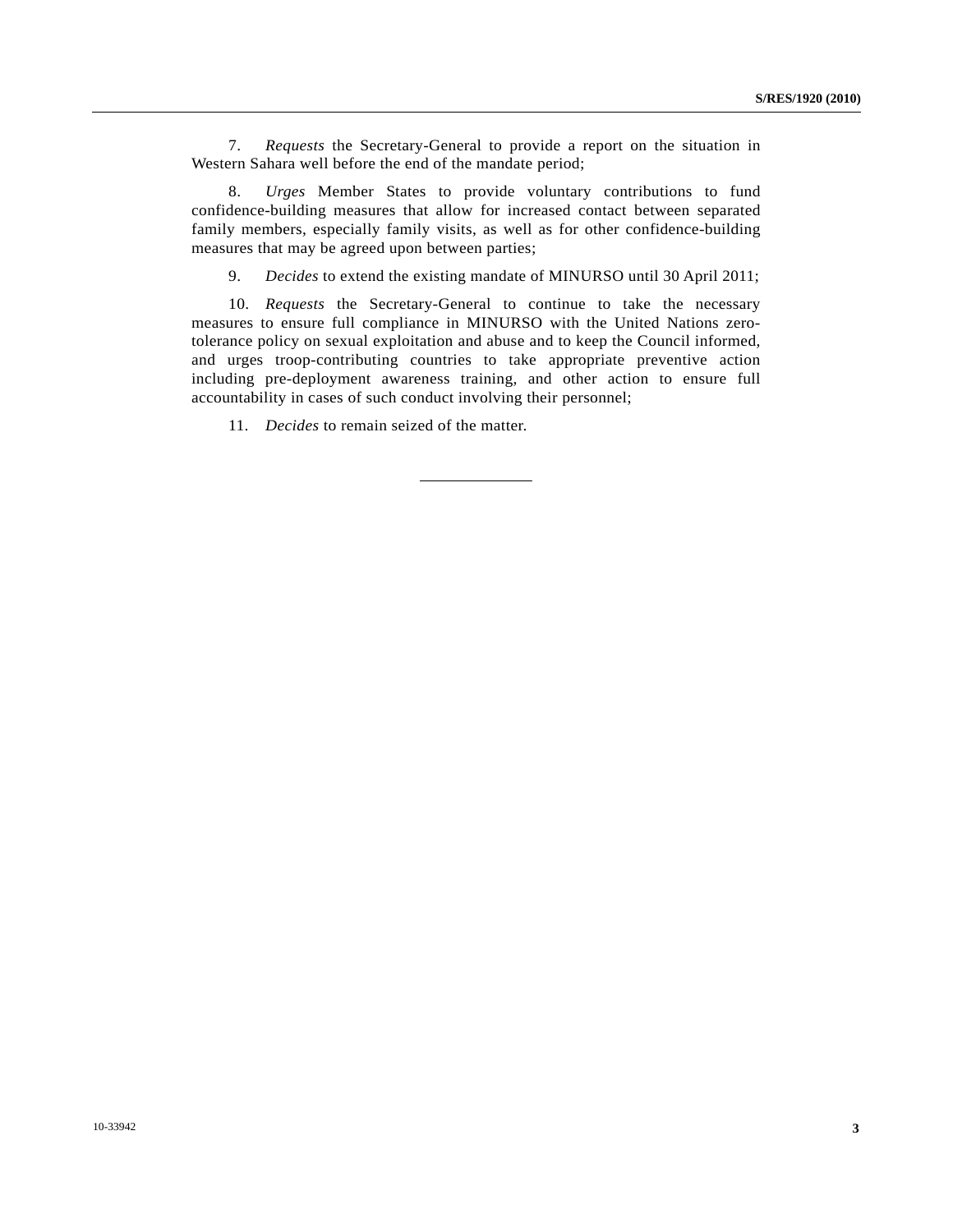7. *Requests* the Secretary-General to provide a report on the situation in Western Sahara well before the end of the mandate period;

8. *Urges* Member States to provide voluntary contributions to fund confidence-building measures that allow for increased contact between separated family members, especially family visits, as well as for other confidence-building measures that may be agreed upon between parties;

9. *Decides* to extend the existing mandate of MINURSO until 30 April 2011;

10. *Requests* the Secretary-General to continue to take the necessary measures to ensure full compliance in MINURSO with the United Nations zero-tolerance policy on sexual exploitation and abuse and to keep the Council informed, and urges troop-contributing countries to take appropriate preventive action including pre-deployment awareness training, and other action to ensure full accountability in cases of such conduct involving their personnel;

11. *Decides* to remain seized of the matter.